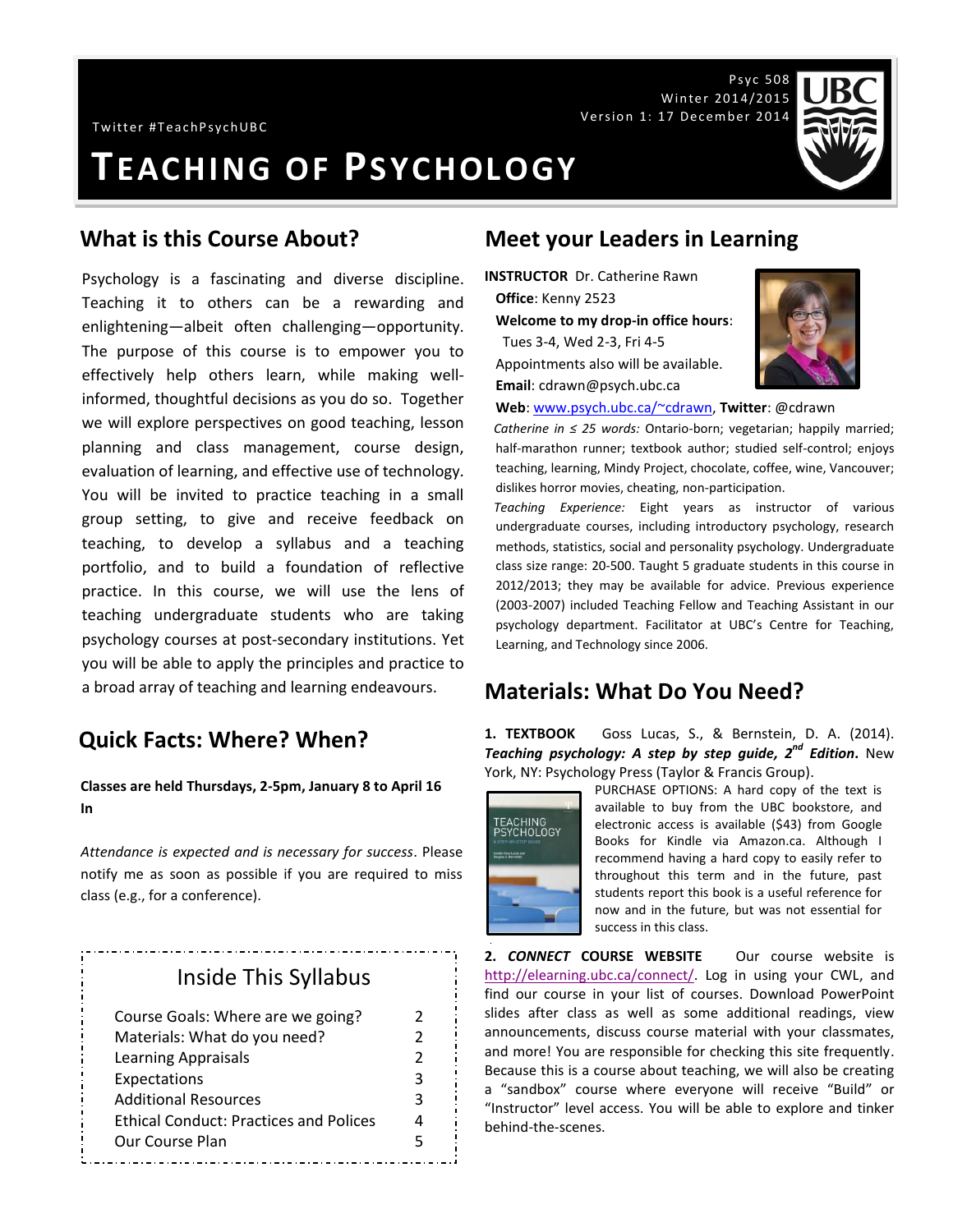Psyc 508
Winter 2014/2015
Version 1: 17 December 2014

Twitter #TeachPsychUBC

# TEACHING OF PSYCHOLOGY

## What is this Course About?

Psychology is a fascinating and diverse discipline. Teaching it to others can be a rewarding and enlightening—albeit often challenging—opportunity. The purpose of this course is to empower you to effectively help others learn, while making well-informed, thoughtful decisions as you do so. Together we will explore perspectives on good teaching, lesson planning and class management, course design, evaluation of learning, and effective use of technology. You will be invited to practice teaching in a small group setting, to give and receive feedback on teaching, to develop a syllabus and a teaching portfolio, and to build a foundation of reflective practice. In this course, we will use the lens of teaching undergraduate students who are taking psychology courses at post-secondary institutions. Yet you will be able to apply the principles and practice to a broad array of teaching and learning endeavours.

## Quick Facts: Where? When?

**Classes are held Thursdays, 2-5pm, January 8 to April 16 In**

*Attendance is expected and is necessary for success*. Please notify me as soon as possible if you are required to miss class (e.g., for a conference).

### Inside This Syllabus

| | |
|---|---|
| Course Goals: Where are we going? | 2 |
| Materials: What do you need? | 2 |
| Learning Appraisals | 2 |
| Expectations | 3 |
| Additional Resources | 3 |
| Ethical Conduct: Practices and Polices | 4 |
| Our Course Plan | 5 |

## Meet your Leaders in Learning

**INSTRUCTOR** Dr. Catherine Rawn

**Office**: Kenny 2523

**Welcome to my drop-in office hours**:
Tues 3-4, Wed 2-3, Fri 4-5

Appointments also will be available.

**Email**: cdrawn@psych.ubc.ca

**Web**: www.psych.ubc.ca/~cdrawn, **Twitter**: @cdrawn

*Catherine in ≤ 25 words:* Ontario-born; vegetarian; happily married; half-marathon runner; textbook author; studied self-control; enjoys teaching, learning, Mindy Project, chocolate, coffee, wine, Vancouver; dislikes horror movies, cheating, non-participation.

*Teaching Experience:* Eight years as instructor of various undergraduate courses, including introductory psychology, research methods, statistics, social and personality psychology. Undergraduate class size range: 20-500. Taught 5 graduate students in this course in 2012/2013; they may be available for advice. Previous experience (2003-2007) included Teaching Fellow and Teaching Assistant in our psychology department. Facilitator at UBC's Centre for Teaching, Learning, and Technology since 2006.

## Materials: What Do You Need?

**1. TEXTBOOK** Goss Lucas, S., & Bernstein, D. A. (2014). ***Teaching psychology: A step by step guide, 2nd Edition***. New York, NY: Psychology Press (Taylor & Francis Group).

PURCHASE OPTIONS: A hard copy of the text is available to buy from the UBC bookstore, and electronic access is available ($43) from Google Books for Kindle via Amazon.ca. Although I recommend having a hard copy to easily refer to throughout this term and in the future, past students report this book is a useful reference for now and in the future, but was not essential for success in this class.

**2. *CONNECT* COURSE WEBSITE** Our course website is http://elearning.ubc.ca/connect/. Log in using your CWL, and find our course in your list of courses. Download PowerPoint slides after class as well as some additional readings, view announcements, discuss course material with your classmates, and more! You are responsible for checking this site frequently. Because this is a course about teaching, we will also be creating a "sandbox" course where everyone will receive "Build" or "Instructor" level access. You will be able to explore and tinker behind-the-scenes.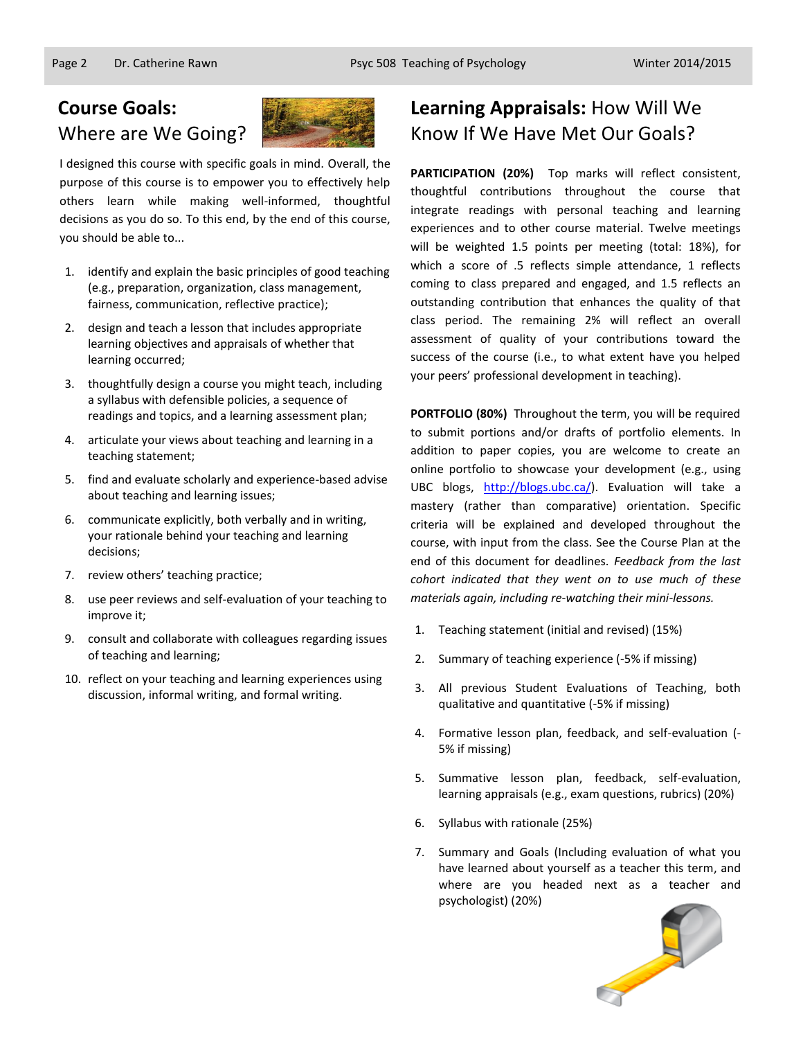## **Course Goals:** Where are We Going?

I designed this course with specific goals in mind. Overall, the purpose of this course is to empower you to effectively help others learn while making well-informed, thoughtful decisions as you do so. To this end, by the end of this course, you should be able to...

1. identify and explain the basic principles of good teaching (e.g., preparation, organization, class management, fairness, communication, reflective practice);
2. design and teach a lesson that includes appropriate learning objectives and appraisals of whether that learning occurred;
3. thoughtfully design a course you might teach, including a syllabus with defensible policies, a sequence of readings and topics, and a learning assessment plan;
4. articulate your views about teaching and learning in a teaching statement;
5. find and evaluate scholarly and experience-based advise about teaching and learning issues;
6. communicate explicitly, both verbally and in writing, your rationale behind your teaching and learning decisions;
7. review others' teaching practice;
8. use peer reviews and self-evaluation of your teaching to improve it;
9. consult and collaborate with colleagues regarding issues of teaching and learning;
10. reflect on your teaching and learning experiences using discussion, informal writing, and formal writing.

## **Learning Appraisals:** How Will We Know If We Have Met Our Goals?

**PARTICIPATION (20%)** Top marks will reflect consistent, thoughtful contributions throughout the course that integrate readings with personal teaching and learning experiences and to other course material. Twelve meetings will be weighted 1.5 points per meeting (total: 18%), for which a score of .5 reflects simple attendance, 1 reflects coming to class prepared and engaged, and 1.5 reflects an outstanding contribution that enhances the quality of that class period. The remaining 2% will reflect an overall assessment of quality of your contributions toward the success of the course (i.e., to what extent have you helped your peers' professional development in teaching).

**PORTFOLIO (80%)** Throughout the term, you will be required to submit portions and/or drafts of portfolio elements. In addition to paper copies, you are welcome to create an online portfolio to showcase your development (e.g., using UBC blogs, http://blogs.ubc.ca/). Evaluation will take a mastery (rather than comparative) orientation. Specific criteria will be explained and developed throughout the course, with input from the class. See the Course Plan at the end of this document for deadlines. *Feedback from the last cohort indicated that they went on to use much of these materials again, including re-watching their mini-lessons.*

1. Teaching statement (initial and revised) (15%)
2. Summary of teaching experience (-5% if missing)
3. All previous Student Evaluations of Teaching, both qualitative and quantitative (-5% if missing)
4. Formative lesson plan, feedback, and self-evaluation (-5% if missing)
5. Summative lesson plan, feedback, self-evaluation, learning appraisals (e.g., exam questions, rubrics) (20%)
6. Syllabus with rationale (25%)
7. Summary and Goals (Including evaluation of what you have learned about yourself as a teacher this term, and where are you headed next as a teacher and psychologist) (20%)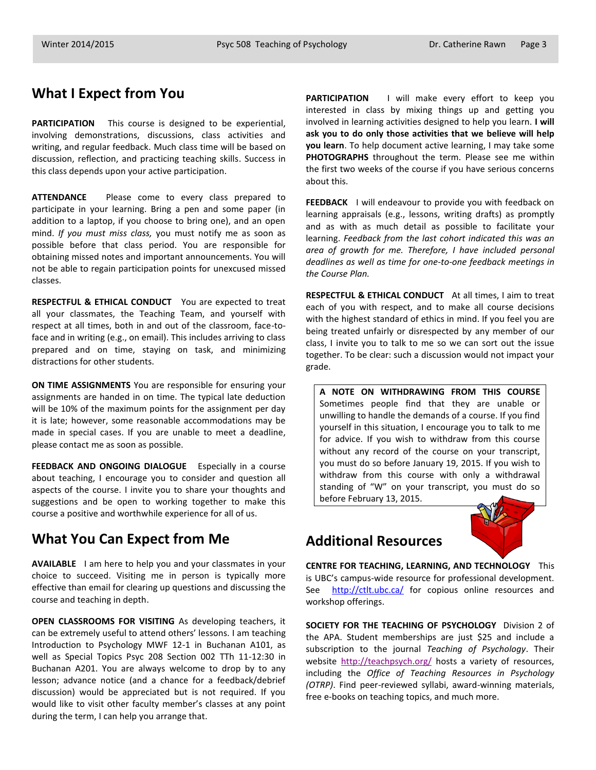## What I Expect from You

**PARTICIPATION** This course is designed to be experiential, involving demonstrations, discussions, class activities and writing, and regular feedback. Much class time will be based on discussion, reflection, and practicing teaching skills. Success in this class depends upon your active participation.

**ATTENDANCE** Please come to every class prepared to participate in your learning. Bring a pen and some paper (in addition to a laptop, if you choose to bring one), and an open mind. *If you must miss class,* you must notify me as soon as possible before that class period. You are responsible for obtaining missed notes and important announcements. You will not be able to regain participation points for unexcused missed classes.

**RESPECTFUL & ETHICAL CONDUCT** You are expected to treat all your classmates, the Teaching Team, and yourself with respect at all times, both in and out of the classroom, face-to-face and in writing (e.g., on email). This includes arriving to class prepared and on time, staying on task, and minimizing distractions for other students.

**ON TIME ASSIGNMENTS** You are responsible for ensuring your assignments are handed in on time. The typical late deduction will be 10% of the maximum points for the assignment per day it is late; however, some reasonable accommodations may be made in special cases. If you are unable to meet a deadline, please contact me as soon as possible.

**FEEDBACK AND ONGOING DIALOGUE** Especially in a course about teaching, I encourage you to consider and question all aspects of the course. I invite you to share your thoughts and suggestions and be open to working together to make this course a positive and worthwhile experience for all of us.

## What You Can Expect from Me

**AVAILABLE** I am here to help you and your classmates in your choice to succeed. Visiting me in person is typically more effective than email for clearing up questions and discussing the course and teaching in depth.

**OPEN CLASSROOMS FOR VISITING** As developing teachers, it can be extremely useful to attend others' lessons. I am teaching Introduction to Psychology MWF 12-1 in Buchanan A101, as well as Special Topics Psyc 208 Section 002 TTh 11-12:30 in Buchanan A201. You are always welcome to drop by to any lesson; advance notice (and a chance for a feedback/debrief discussion) would be appreciated but is not required. If you would like to visit other faculty member's classes at any point during the term, I can help you arrange that.

**PARTICIPATION** I will make every effort to keep you interested in class by mixing things up and getting you involved in learning activities designed to help you learn. **I will ask you to do only those activities that we believe will help you learn**. To help document active learning, I may take some **PHOTOGRAPHS** throughout the term. Please see me within the first two weeks of the course if you have serious concerns about this.

**FEEDBACK** I will endeavour to provide you with feedback on learning appraisals (e.g., lessons, writing drafts) as promptly and as with as much detail as possible to facilitate your learning. *Feedback from the last cohort indicated this was an area of growth for me. Therefore, I have included personal deadlines as well as time for one-to-one feedback meetings in the Course Plan.*

**RESPECTFUL & ETHICAL CONDUCT** At all times, I aim to treat each of you with respect, and to make all course decisions with the highest standard of ethics in mind. If you feel you are being treated unfairly or disrespected by any member of our class, I invite you to talk to me so we can sort out the issue together. To be clear: such a discussion would not impact your grade.

**A NOTE ON WITHDRAWING FROM THIS COURSE** Sometimes people find that they are unable or unwilling to handle the demands of a course. If you find yourself in this situation, I encourage you to talk to me for advice. If you wish to withdraw from this course without any record of the course on your transcript, you must do so before January 19, 2015. If you wish to withdraw from this course with only a withdrawal standing of "W" on your transcript, you must do so before February 13, 2015.

## Additional Resources

**CENTRE FOR TEACHING, LEARNING, AND TECHNOLOGY** This is UBC's campus-wide resource for professional development. See http://ctlt.ubc.ca/ for copious online resources and workshop offerings.

**SOCIETY FOR THE TEACHING OF PSYCHOLOGY** Division 2 of the APA. Student memberships are just $25 and include a subscription to the journal *Teaching of Psychology*. Their website http://teachpsych.org/ hosts a variety of resources, including the *Office of Teaching Resources in Psychology (OTRP)*. Find peer-reviewed syllabi, award-winning materials, free e-books on teaching topics, and much more.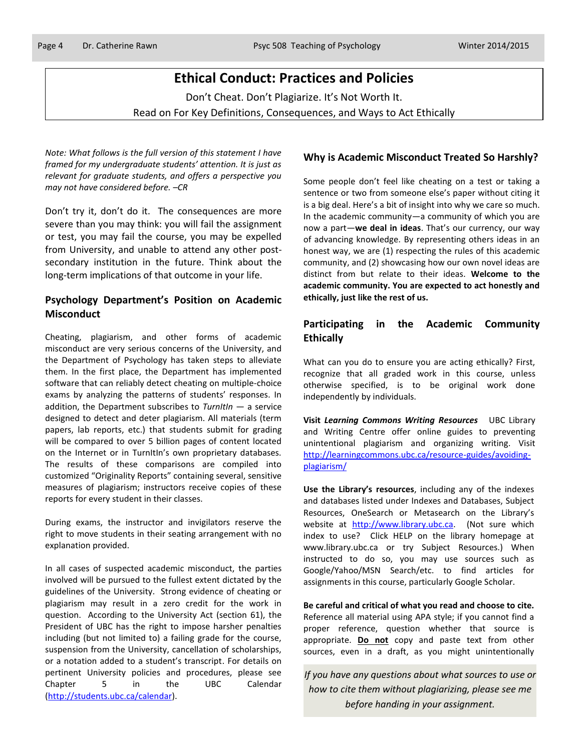# Ethical Conduct: Practices and Policies

Don't Cheat. Don't Plagiarize. It's Not Worth It.

Read on For Key Definitions, Consequences, and Ways to Act Ethically

*Note: What follows is the full version of this statement I have framed for my undergraduate students' attention. It is just as relevant for graduate students, and offers a perspective you may not have considered before. –CR*

Don't try it, don't do it. The consequences are more severe than you may think: you will fail the assignment or test, you may fail the course, you may be expelled from University, and unable to attend any other post-secondary institution in the future. Think about the long-term implications of that outcome in your life.

## Psychology Department's Position on Academic Misconduct

Cheating, plagiarism, and other forms of academic misconduct are very serious concerns of the University, and the Department of Psychology has taken steps to alleviate them. In the first place, the Department has implemented software that can reliably detect cheating on multiple-choice exams by analyzing the patterns of students' responses. In addition, the Department subscribes to *TurnItIn* — a service designed to detect and deter plagiarism. All materials (term papers, lab reports, etc.) that students submit for grading will be compared to over 5 billion pages of content located on the Internet or in TurnItIn's own proprietary databases. The results of these comparisons are compiled into customized "Originality Reports" containing several, sensitive measures of plagiarism; instructors receive copies of these reports for every student in their classes.

During exams, the instructor and invigilators reserve the right to move students in their seating arrangement with no explanation provided.

In all cases of suspected academic misconduct, the parties involved will be pursued to the fullest extent dictated by the guidelines of the University. Strong evidence of cheating or plagiarism may result in a zero credit for the work in question. According to the University Act (section 61), the President of UBC has the right to impose harsher penalties including (but not limited to) a failing grade for the course, suspension from the University, cancellation of scholarships, or a notation added to a student's transcript. For details on pertinent University policies and procedures, please see Chapter 5 in the UBC Calendar (http://students.ubc.ca/calendar).

## Why is Academic Misconduct Treated So Harshly?

Some people don't feel like cheating on a test or taking a sentence or two from someone else's paper without citing it is a big deal. Here's a bit of insight into why we care so much. In the academic community—a community of which you are now a part—**we deal in ideas**. That's our currency, our way of advancing knowledge. By representing others ideas in an honest way, we are (1) respecting the rules of this academic community, and (2) showcasing how our own novel ideas are distinct from but relate to their ideas. **Welcome to the academic community. You are expected to act honestly and ethically, just like the rest of us.**

## Participating in the Academic Community Ethically

What can you do to ensure you are acting ethically? First, recognize that all graded work in this course, unless otherwise specified, is to be original work done independently by individuals.

**Visit *Learning Commons Writing Resources*** UBC Library and Writing Centre offer online guides to preventing unintentional plagiarism and organizing writing. Visit http://learningcommons.ubc.ca/resource-guides/avoiding-plagiarism/

**Use the Library's resources**, including any of the indexes and databases listed under Indexes and Databases, Subject Resources, OneSearch or Metasearch on the Library's website at http://www.library.ubc.ca. (Not sure which index to use? Click HELP on the library homepage at www.library.ubc.ca or try Subject Resources.) When instructed to do so, you may use sources such as Google/Yahoo/MSN Search/etc. to find articles for assignments in this course, particularly Google Scholar.

**Be careful and critical of what you read and choose to cite.** Reference all material using APA style; if you cannot find a proper reference, question whether that source is appropriate. **Do not** copy and paste text from other sources, even in a draft, as you might unintentionally

*If you have any questions about what sources to use or how to cite them without plagiarizing, please see me before handing in your assignment.*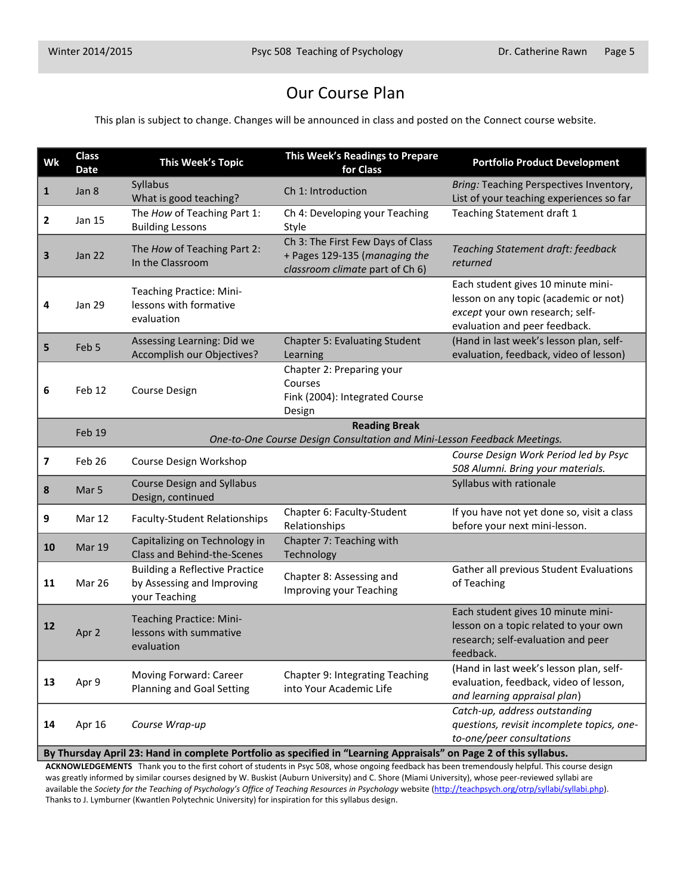# Our Course Plan

This plan is subject to change. Changes will be announced in class and posted on the Connect course website.

| Wk | Class Date | This Week's Topic | This Week's Readings to Prepare for Class | Portfolio Product Development |
|---|---|---|---|---|
| **1** | Jan 8 | Syllabus<br>What is good teaching? | Ch 1: Introduction | *Bring:* Teaching Perspectives Inventory, List of your teaching experiences so far |
| **2** | Jan 15 | The *How* of Teaching Part 1: Building Lessons | Ch 4: Developing your Teaching Style | Teaching Statement draft 1 |
| **3** | Jan 22 | The *How* of Teaching Part 2: In the Classroom | Ch 3: The First Few Days of Class + Pages 129-135 (*managing the classroom climate* part of Ch 6) | *Teaching Statement draft: feedback returned* |
| **4** | Jan 29 | Teaching Practice: Mini-lessons with formative evaluation | | Each student gives 10 minute mini-lesson on any topic (academic or not) *except* your own research; self-evaluation and peer feedback. |
| **5** | Feb 5 | Assessing Learning: Did we Accomplish our Objectives? | Chapter 5: Evaluating Student Learning | (Hand in last week's lesson plan, self-evaluation, feedback, video of lesson) |
| **6** | Feb 12 | Course Design | Chapter 2: Preparing your Courses<br>Fink (2004): Integrated Course Design | |
| | Feb 19 | **Reading Break**<br>*One-to-One Course Design Consultation and Mini-Lesson Feedback Meetings.* | | |
| **7** | Feb 26 | Course Design Workshop | | *Course Design Work Period led by Psyc 508 Alumni. Bring your materials.* |
| **8** | Mar 5 | Course Design and Syllabus Design, continued | | Syllabus with rationale |
| **9** | Mar 12 | Faculty-Student Relationships | Chapter 6: Faculty-Student Relationships | If you have not yet done so, visit a class before your next mini-lesson. |
| **10** | Mar 19 | Capitalizing on Technology in Class and Behind-the-Scenes | Chapter 7: Teaching with Technology | |
| **11** | Mar 26 | Building a Reflective Practice by Assessing and Improving your Teaching | Chapter 8: Assessing and Improving your Teaching | Gather all previous Student Evaluations of Teaching |
| **12** | Apr 2 | Teaching Practice: Mini-lessons with summative evaluation | | Each student gives 10 minute mini-lesson on a topic related to your own research; self-evaluation and peer feedback. |
| **13** | Apr 9 | Moving Forward: Career Planning and Goal Setting | Chapter 9: Integrating Teaching into Your Academic Life | (Hand in last week's lesson plan, self-evaluation, feedback, video of lesson, *and learning appraisal plan*) |
| **14** | Apr 16 | *Course Wrap-up* | | *Catch-up, address outstanding questions, revisit incomplete topics, one-to-one/peer consultations* |
| **By Thursday April 23: Hand in complete Portfolio as specified in "Learning Appraisals" on Page 2 of this syllabus.** | | | | |

**ACKNOWLEDGEMENTS** Thank you to the first cohort of students in Psyc 508, whose ongoing feedback has been tremendously helpful. This course design was greatly informed by similar courses designed by W. Buskist (Auburn University) and C. Shore (Miami University), whose peer-reviewed syllabi are available the *Society for the Teaching of Psychology's Office of Teaching Resources in Psychology* website (http://teachpsych.org/otrp/syllabi/syllabi.php). Thanks to J. Lymburner (Kwantlen Polytechnic University) for inspiration for this syllabus design.